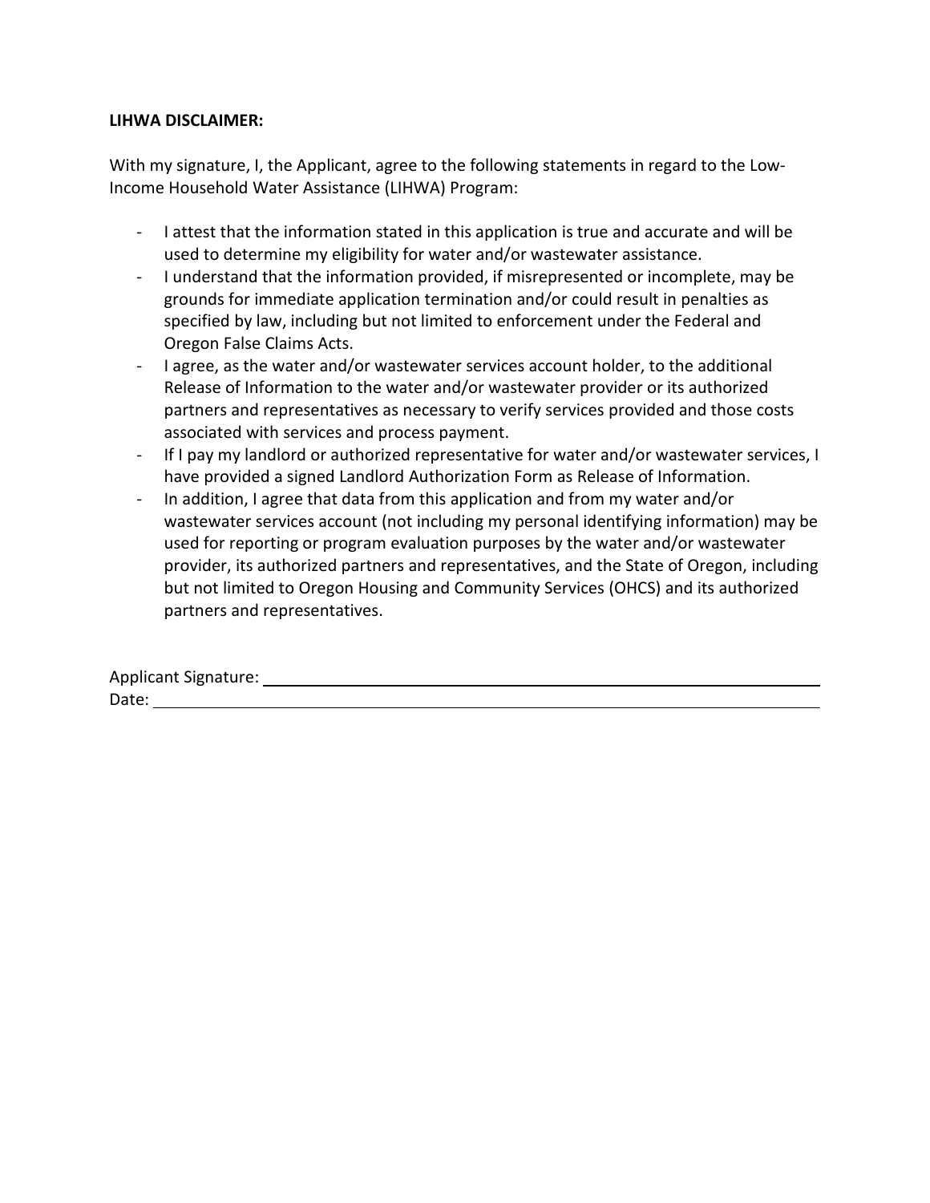**LIHWA DISCLAIMER:**

With my signature, I, the Applicant, agree to the following statements in regard to the Low-Income Household Water Assistance (LIHWA) Program:

- I attest that the information stated in this application is true and accurate and will be used to determine my eligibility for water and/or wastewater assistance.
- I understand that the information provided, if misrepresented or incomplete, may be grounds for immediate application termination and/or could result in penalties as specified by law, including but not limited to enforcement under the Federal and Oregon False Claims Acts.
- I agree, as the water and/or wastewater services account holder, to the additional Release of Information to the water and/or wastewater provider or its authorized partners and representatives as necessary to verify services provided and those costs associated with services and process payment.
- If I pay my landlord or authorized representative for water and/or wastewater services, I have provided a signed Landlord Authorization Form as Release of Information.
- In addition, I agree that data from this application and from my water and/or wastewater services account (not including my personal identifying information) may be used for reporting or program evaluation purposes by the water and/or wastewater provider, its authorized partners and representatives, and the State of Oregon, including but not limited to Oregon Housing and Community Services (OHCS) and its authorized partners and representatives.

Applicant Signature: ______________________________

Date: ______________________________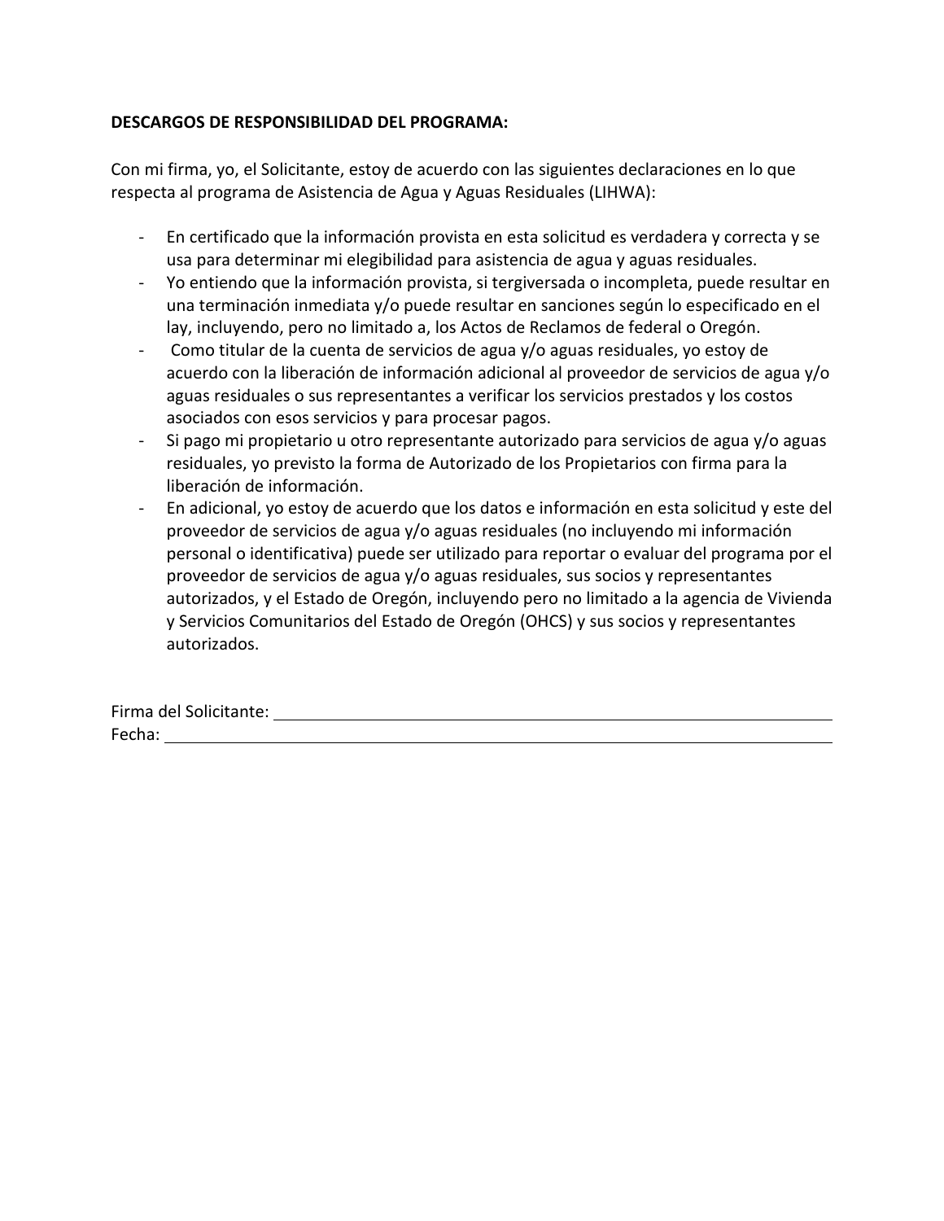**DESCARGOS DE RESPONSIBILIDAD DEL PROGRAMA:**

Con mi firma, yo, el Solicitante, estoy de acuerdo con las siguientes declaraciones en lo que respecta al programa de Asistencia de Agua y Aguas Residuales (LIHWA):

- En certificado que la información provista en esta solicitud es verdadera y correcta y se usa para determinar mi elegibilidad para asistencia de agua y aguas residuales.
- Yo entiendo que la información provista, si tergiversada o incompleta, puede resultar en una terminación inmediata y/o puede resultar en sanciones según lo especificado en el lay, incluyendo, pero no limitado a, los Actos de Reclamos de federal o Oregón.
- Como titular de la cuenta de servicios de agua y/o aguas residuales, yo estoy de acuerdo con la liberación de información adicional al proveedor de servicios de agua y/o aguas residuales o sus representantes a verificar los servicios prestados y los costos asociados con esos servicios y para procesar pagos.
- Si pago mi propietario u otro representante autorizado para servicios de agua y/o aguas residuales, yo previsto la forma de Autorizado de los Propietarios con firma para la liberación de información.
- En adicional, yo estoy de acuerdo que los datos e información en esta solicitud y este del proveedor de servicios de agua y/o aguas residuales (no incluyendo mi información personal o identificativa) puede ser utilizado para reportar o evaluar del programa por el proveedor de servicios de agua y/o aguas residuales, sus socios y representantes autorizados, y el Estado de Oregón, incluyendo pero no limitado a la agencia de Vivienda y Servicios Comunitarios del Estado de Oregón (OHCS) y sus socios y representantes autorizados.

Firma del Solicitante: ______________________________

Fecha: ______________________________